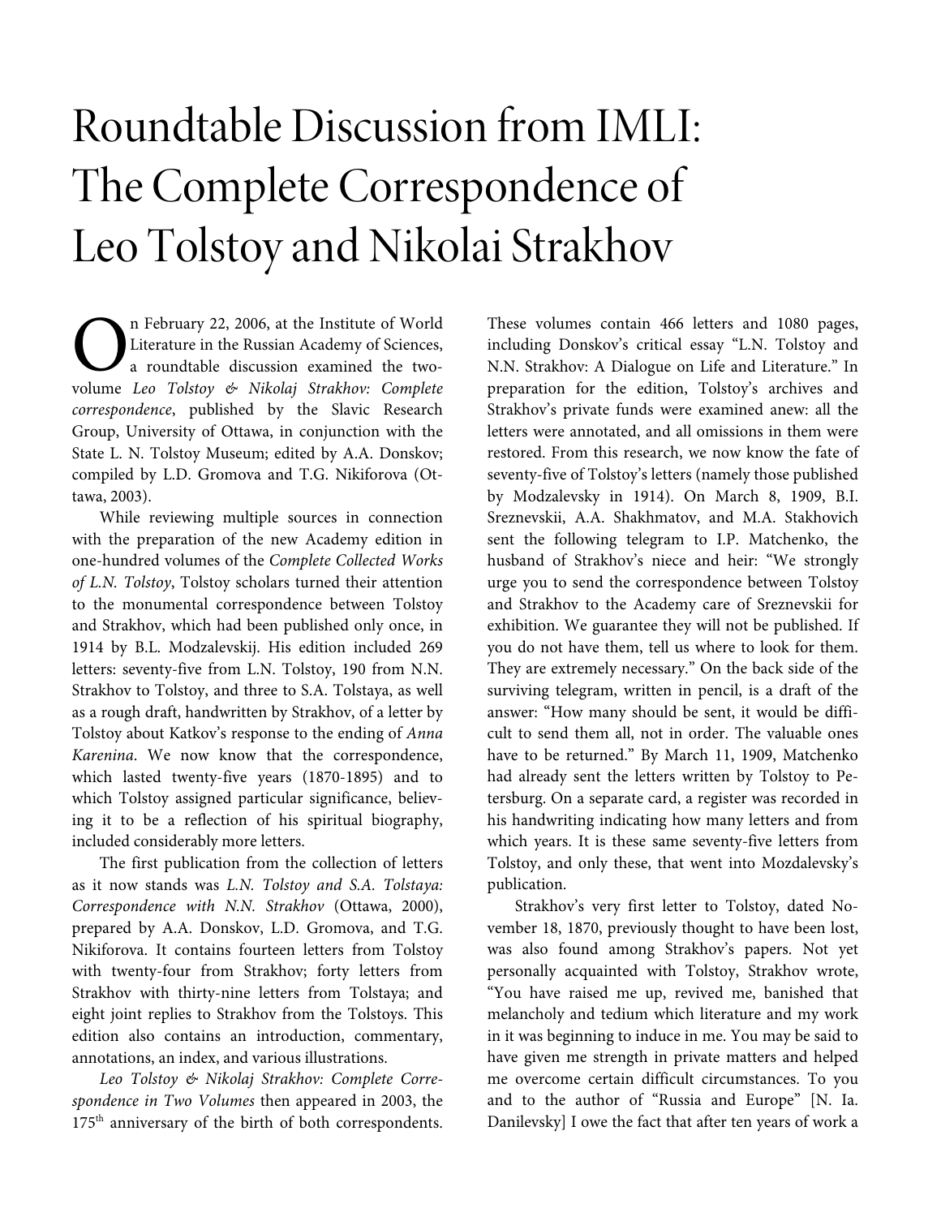# Roundtable Discussion from IMLI: The Complete Correspondence of Leo Tolstoy and Nikolai Strakhov

On February 22, 2006, at the Institute of World Literature in the Russian Academy of Sciences, a roundtable discussion examined the two-volume *Leo Tolstoy & Nikolaj Strakhov: Complete correspondence*, published by the Slavic Research Group, University of Ottawa, in conjunction with the State L. N. Tolstoy Museum; edited by A.A. Donskov; compiled by L.D. Gromova and T.G. Nikiforova (Ottawa, 2003).

While reviewing multiple sources in connection with the preparation of the new Academy edition in one-hundred volumes of the *Complete Collected Works of L.N. Tolstoy*, Tolstoy scholars turned their attention to the monumental correspondence between Tolstoy and Strakhov, which had been published only once, in 1914 by B.L. Modzalevskij. His edition included 269 letters: seventy-five from L.N. Tolstoy, 190 from N.N. Strakhov to Tolstoy, and three to S.A. Tolstaya, as well as a rough draft, handwritten by Strakhov, of a letter by Tolstoy about Katkov's response to the ending of *Anna Karenina*. We now know that the correspondence, which lasted twenty-five years (1870-1895) and to which Tolstoy assigned particular significance, believing it to be a reflection of his spiritual biography, included considerably more letters.

The first publication from the collection of letters as it now stands was *L.N. Tolstoy and S.A. Tolstaya: Correspondence with N.N. Strakhov* (Ottawa, 2000), prepared by A.A. Donskov, L.D. Gromova, and T.G. Nikiforova. It contains fourteen letters from Tolstoy with twenty-four from Strakhov; forty letters from Strakhov with thirty-nine letters from Tolstaya; and eight joint replies to Strakhov from the Tolstoys. This edition also contains an introduction, commentary, annotations, an index, and various illustrations.

*Leo Tolstoy & Nikolaj Strakhov: Complete Correspondence in Two Volumes* then appeared in 2003, the 175th anniversary of the birth of both correspondents. These volumes contain 466 letters and 1080 pages, including Donskov's critical essay "L.N. Tolstoy and N.N. Strakhov: A Dialogue on Life and Literature." In preparation for the edition, Tolstoy's archives and Strakhov's private funds were examined anew: all the letters were annotated, and all omissions in them were restored. From this research, we now know the fate of seventy-five of Tolstoy's letters (namely those published by Modzalevsky in 1914). On March 8, 1909, B.I. Sreznevskii, A.A. Shakhmatov, and M.A. Stakhovich sent the following telegram to I.P. Matchenko, the husband of Strakhov's niece and heir: "We strongly urge you to send the correspondence between Tolstoy and Strakhov to the Academy care of Sreznevskii for exhibition. We guarantee they will not be published. If you do not have them, tell us where to look for them. They are extremely necessary." On the back side of the surviving telegram, written in pencil, is a draft of the answer: "How many should be sent, it would be difficult to send them all, not in order. The valuable ones have to be returned." By March 11, 1909, Matchenko had already sent the letters written by Tolstoy to Petersburg. On a separate card, a register was recorded in his handwriting indicating how many letters and from which years. It is these same seventy-five letters from Tolstoy, and only these, that went into Mozdalevsky's publication.

Strakhov's very first letter to Tolstoy, dated November 18, 1870, previously thought to have been lost, was also found among Strakhov's papers. Not yet personally acquainted with Tolstoy, Strakhov wrote, "You have raised me up, revived me, banished that melancholy and tedium which literature and my work in it was beginning to induce in me. You may be said to have given me strength in private matters and helped me overcome certain difficult circumstances. To you and to the author of "Russia and Europe" [N. Ia. Danilevsky] I owe the fact that after ten years of work a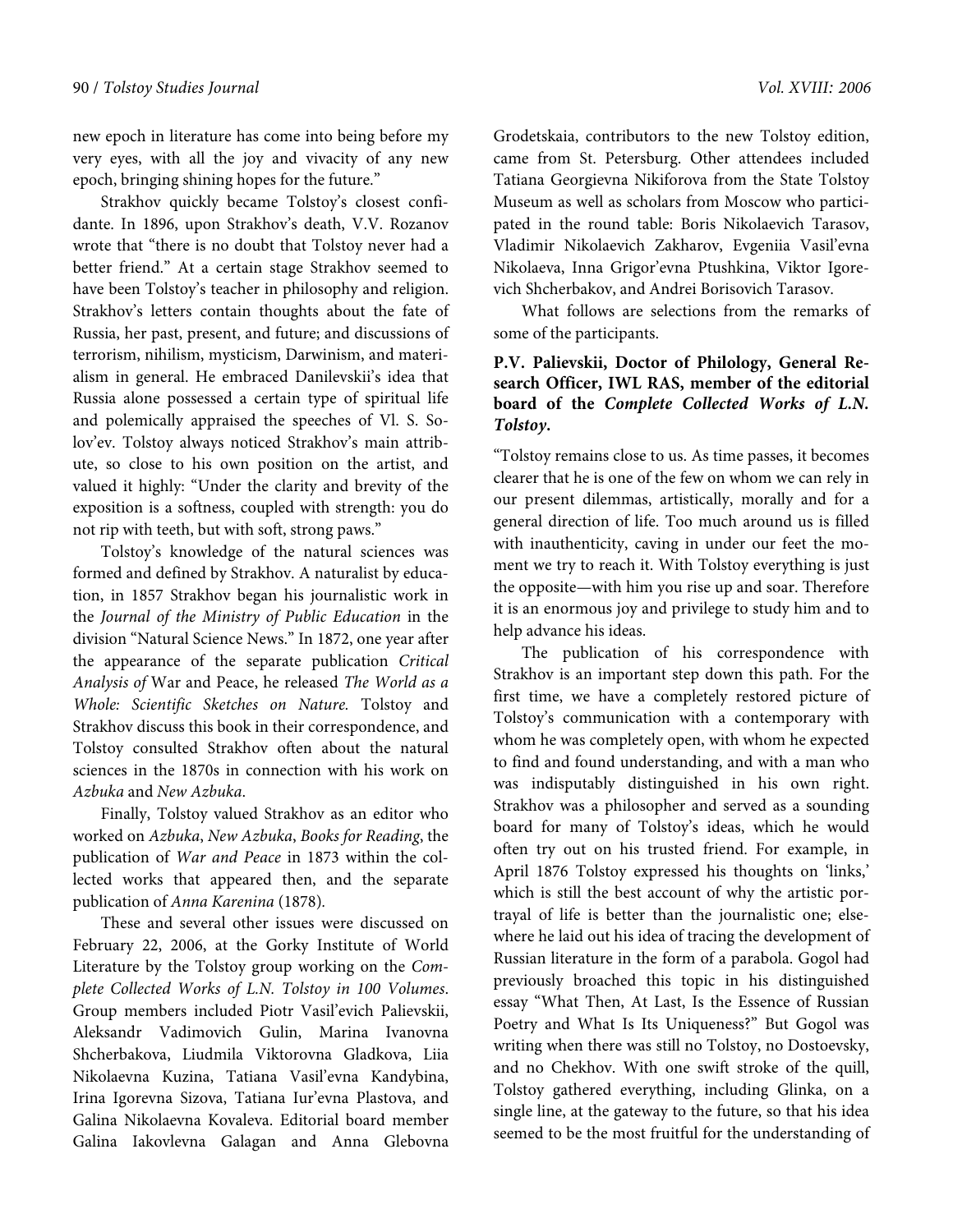new epoch in literature has come into being before my very eyes, with all the joy and vivacity of any new epoch, bringing shining hopes for the future."

Strakhov quickly became Tolstoy's closest confidante. In 1896, upon Strakhov's death, V.V. Rozanov wrote that "there is no doubt that Tolstoy never had a better friend." At a certain stage Strakhov seemed to have been Tolstoy's teacher in philosophy and religion. Strakhov's letters contain thoughts about the fate of Russia, her past, present, and future; and discussions of terrorism, nihilism, mysticism, Darwinism, and materialism in general. He embraced Danilevskii's idea that Russia alone possessed a certain type of spiritual life and polemically appraised the speeches of Vl. S. Solov'ev. Tolstoy always noticed Strakhov's main attribute, so close to his own position on the artist, and valued it highly: "Under the clarity and brevity of the exposition is a softness, coupled with strength: you do not rip with teeth, but with soft, strong paws."

Tolstoy's knowledge of the natural sciences was formed and defined by Strakhov. A naturalist by education, in 1857 Strakhov began his journalistic work in the *Journal of the Ministry of Public Education* in the division "Natural Science News." In 1872, one year after the appearance of the separate publication *Critical Analysis of* War and Peace, he released *The World as a Whole: Scientific Sketches on Nature.* Tolstoy and Strakhov discuss this book in their correspondence, and Tolstoy consulted Strakhov often about the natural sciences in the 1870s in connection with his work on *Azbuka* and *New Azbuka*.

Finally, Tolstoy valued Strakhov as an editor who worked on *Azbuka*, *New Azbuka*, *Books for Reading*, the publication of *War and Peace* in 1873 within the collected works that appeared then, and the separate publication of *Anna Karenina* (1878).

These and several other issues were discussed on February 22, 2006, at the Gorky Institute of World Literature by the Tolstoy group working on the *Complete Collected Works of L.N. Tolstoy in 100 Volumes*. Group members included Piotr Vasil'evich Palievskii, Aleksandr Vadimovich Gulin, Marina Ivanovna Shcherbakova, Liudmila Viktorovna Gladkova, Liia Nikolaevna Kuzina, Tatiana Vasil'evna Kandybina, Irina Igorevna Sizova, Tatiana Iur'evna Plastova, and Galina Nikolaevna Kovaleva. Editorial board member Galina Iakovlevna Galagan and Anna Glebovna Grodetskaia, contributors to the new Tolstoy edition, came from St. Petersburg. Other attendees included Tatiana Georgievna Nikiforova from the State Tolstoy Museum as well as scholars from Moscow who participated in the round table: Boris Nikolaevich Tarasov, Vladimir Nikolaevich Zakharov, Evgeniia Vasil'evna Nikolaeva, Inna Grigor'evna Ptushkina, Viktor Igorevich Shcherbakov, and Andrei Borisovich Tarasov.

What follows are selections from the remarks of some of the participants.

**P.V. Palievskii, Doctor of Philology, General Research Officer, IWL RAS, member of the editorial board of the *Complete Collected Works of L.N. Tolstoy*.**

"Tolstoy remains close to us. As time passes, it becomes clearer that he is one of the few on whom we can rely in our present dilemmas, artistically, morally and for a general direction of life. Too much around us is filled with inauthenticity, caving in under our feet the moment we try to reach it. With Tolstoy everything is just the opposite—with him you rise up and soar. Therefore it is an enormous joy and privilege to study him and to help advance his ideas.

The publication of his correspondence with Strakhov is an important step down this path. For the first time, we have a completely restored picture of Tolstoy's communication with a contemporary with whom he was completely open, with whom he expected to find and found understanding, and with a man who was indisputably distinguished in his own right. Strakhov was a philosopher and served as a sounding board for many of Tolstoy's ideas, which he would often try out on his trusted friend. For example, in April 1876 Tolstoy expressed his thoughts on 'links,' which is still the best account of why the artistic portrayal of life is better than the journalistic one; elsewhere he laid out his idea of tracing the development of Russian literature in the form of a parabola. Gogol had previously broached this topic in his distinguished essay "What Then, At Last, Is the Essence of Russian Poetry and What Is Its Uniqueness?" But Gogol was writing when there was still no Tolstoy, no Dostoevsky, and no Chekhov. With one swift stroke of the quill, Tolstoy gathered everything, including Glinka, on a single line, at the gateway to the future, so that his idea seemed to be the most fruitful for the understanding of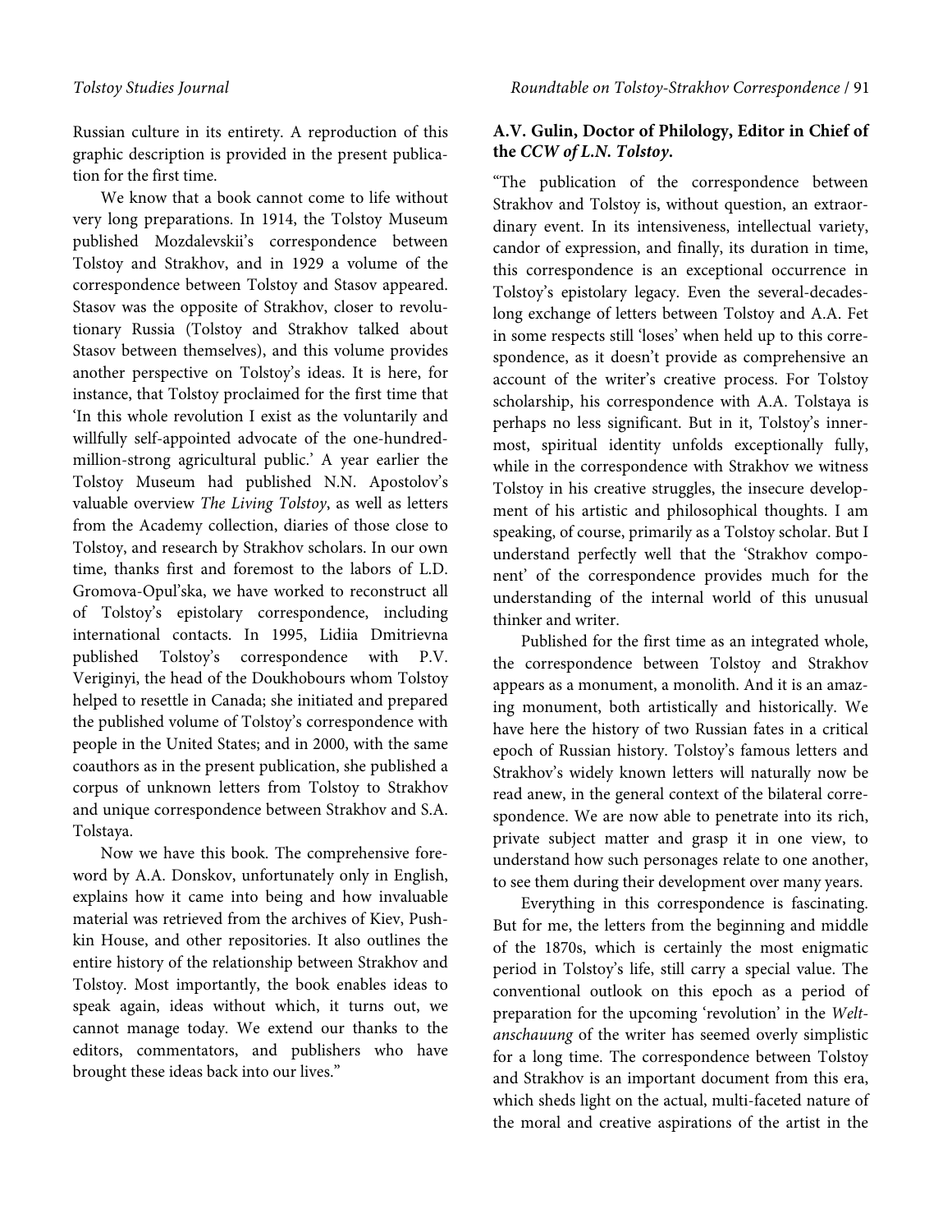Russian culture in its entirety. A reproduction of this graphic description is provided in the present publication for the first time.

We know that a book cannot come to life without very long preparations. In 1914, the Tolstoy Museum published Mozdalevskii's correspondence between Tolstoy and Strakhov, and in 1929 a volume of the correspondence between Tolstoy and Stasov appeared. Stasov was the opposite of Strakhov, closer to revolutionary Russia (Tolstoy and Strakhov talked about Stasov between themselves), and this volume provides another perspective on Tolstoy's ideas. It is here, for instance, that Tolstoy proclaimed for the first time that 'In this whole revolution I exist as the voluntarily and willfully self-appointed advocate of the one-hundred-million-strong agricultural public.' A year earlier the Tolstoy Museum had published N.N. Apostolov's valuable overview *The Living Tolstoy*, as well as letters from the Academy collection, diaries of those close to Tolstoy, and research by Strakhov scholars. In our own time, thanks first and foremost to the labors of L.D. Gromova-Opul'ska, we have worked to reconstruct all of Tolstoy's epistolary correspondence, including international contacts. In 1995, Lidiia Dmitrievna published Tolstoy's correspondence with P.V. Veriginyi, the head of the Doukhobours whom Tolstoy helped to resettle in Canada; she initiated and prepared the published volume of Tolstoy's correspondence with people in the United States; and in 2000, with the same coauthors as in the present publication, she published a corpus of unknown letters from Tolstoy to Strakhov and unique correspondence between Strakhov and S.A. Tolstaya.

Now we have this book. The comprehensive foreword by A.A. Donskov, unfortunately only in English, explains how it came into being and how invaluable material was retrieved from the archives of Kiev, Pushkin House, and other repositories. It also outlines the entire history of the relationship between Strakhov and Tolstoy. Most importantly, the book enables ideas to speak again, ideas without which, it turns out, we cannot manage today. We extend our thanks to the editors, commentators, and publishers who have brought these ideas back into our lives."

**A.V. Gulin, Doctor of Philology, Editor in Chief of the *CCW of L.N. Tolstoy*.**

"The publication of the correspondence between Strakhov and Tolstoy is, without question, an extraordinary event. In its intensiveness, intellectual variety, candor of expression, and finally, its duration in time, this correspondence is an exceptional occurrence in Tolstoy's epistolary legacy. Even the several-decades-long exchange of letters between Tolstoy and A.A. Fet in some respects still 'loses' when held up to this correspondence, as it doesn't provide as comprehensive an account of the writer's creative process. For Tolstoy scholarship, his correspondence with A.A. Tolstaya is perhaps no less significant. But in it, Tolstoy's innermost, spiritual identity unfolds exceptionally fully, while in the correspondence with Strakhov we witness Tolstoy in his creative struggles, the insecure development of his artistic and philosophical thoughts. I am speaking, of course, primarily as a Tolstoy scholar. But I understand perfectly well that the 'Strakhov component' of the correspondence provides much for the understanding of the internal world of this unusual thinker and writer.

Published for the first time as an integrated whole, the correspondence between Tolstoy and Strakhov appears as a monument, a monolith. And it is an amazing monument, both artistically and historically. We have here the history of two Russian fates in a critical epoch of Russian history. Tolstoy's famous letters and Strakhov's widely known letters will naturally now be read anew, in the general context of the bilateral correspondence. We are now able to penetrate into its rich, private subject matter and grasp it in one view, to understand how such personages relate to one another, to see them during their development over many years.

Everything in this correspondence is fascinating. But for me, the letters from the beginning and middle of the 1870s, which is certainly the most enigmatic period in Tolstoy's life, still carry a special value. The conventional outlook on this epoch as a period of preparation for the upcoming 'revolution' in the *Weltanschauung* of the writer has seemed overly simplistic for a long time. The correspondence between Tolstoy and Strakhov is an important document from this era, which sheds light on the actual, multi-faceted nature of the moral and creative aspirations of the artist in the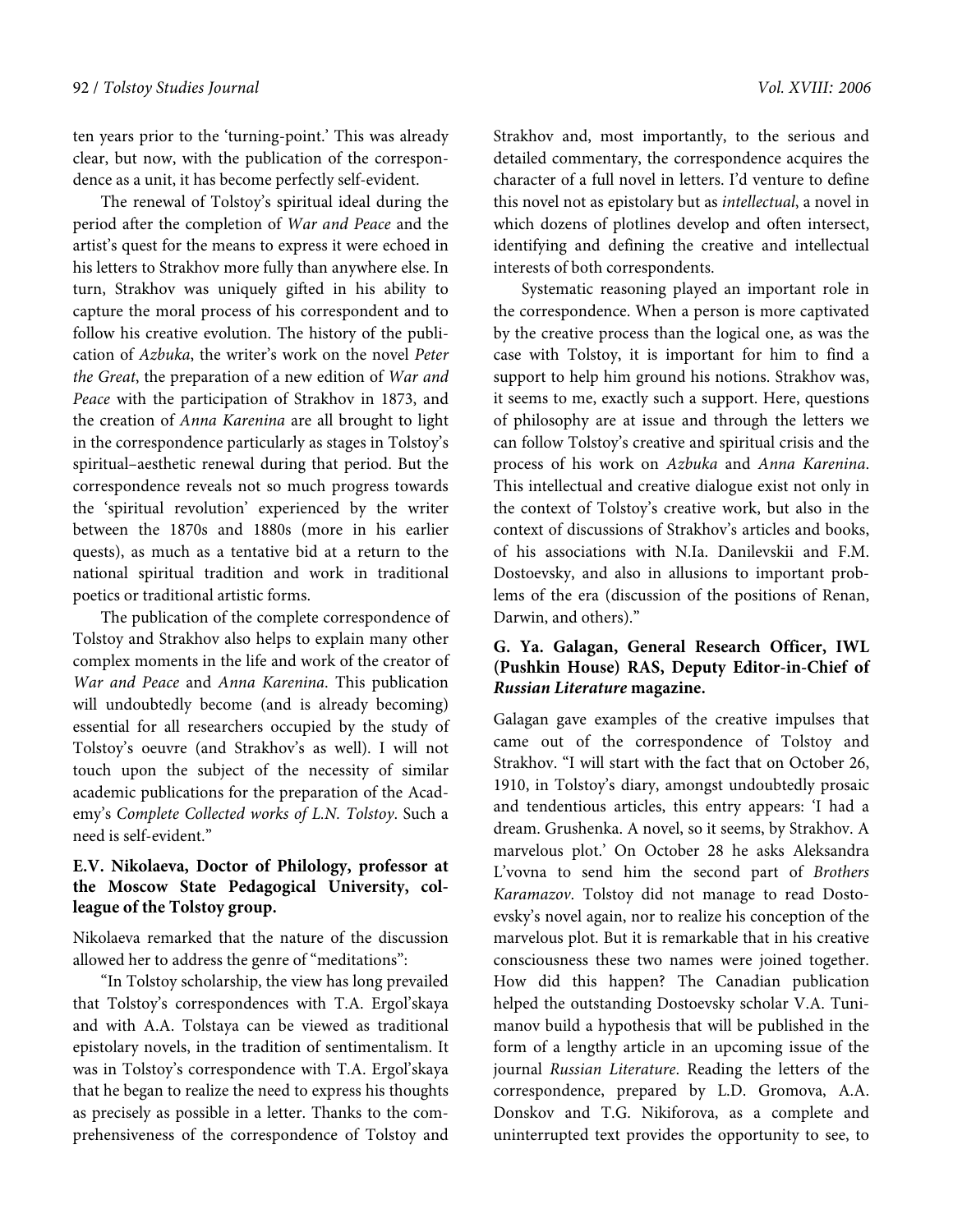ten years prior to the 'turning-point.' This was already clear, but now, with the publication of the correspondence as a unit, it has become perfectly self-evident.

The renewal of Tolstoy's spiritual ideal during the period after the completion of *War and Peace* and the artist's quest for the means to express it were echoed in his letters to Strakhov more fully than anywhere else. In turn, Strakhov was uniquely gifted in his ability to capture the moral process of his correspondent and to follow his creative evolution. The history of the publication of *Azbuka*, the writer's work on the novel *Peter the Great*, the preparation of a new edition of *War and Peace* with the participation of Strakhov in 1873, and the creation of *Anna Karenina* are all brought to light in the correspondence particularly as stages in Tolstoy's spiritual–aesthetic renewal during that period. But the correspondence reveals not so much progress towards the 'spiritual revolution' experienced by the writer between the 1870s and 1880s (more in his earlier quests), as much as a tentative bid at a return to the national spiritual tradition and work in traditional poetics or traditional artistic forms.

The publication of the complete correspondence of Tolstoy and Strakhov also helps to explain many other complex moments in the life and work of the creator of *War and Peace* and *Anna Karenina*. This publication will undoubtedly become (and is already becoming) essential for all researchers occupied by the study of Tolstoy's oeuvre (and Strakhov's as well). I will not touch upon the subject of the necessity of similar academic publications for the preparation of the Academy's *Complete Collected works of L.N. Tolstoy*. Such a need is self-evident."

### E.V. Nikolaeva, Doctor of Philology, professor at the Moscow State Pedagogical University, colleague of the Tolstoy group.

Nikolaeva remarked that the nature of the discussion allowed her to address the genre of "meditations":

"In Tolstoy scholarship, the view has long prevailed that Tolstoy's correspondences with T.A. Ergol'skaya and with A.A. Tolstaya can be viewed as traditional epistolary novels, in the tradition of sentimentalism. It was in Tolstoy's correspondence with T.A. Ergol'skaya that he began to realize the need to express his thoughts as precisely as possible in a letter. Thanks to the comprehensiveness of the correspondence of Tolstoy and Strakhov and, most importantly, to the serious and detailed commentary, the correspondence acquires the character of a full novel in letters. I'd venture to define this novel not as epistolary but as *intellectual*, a novel in which dozens of plotlines develop and often intersect, identifying and defining the creative and intellectual interests of both correspondents.

Systematic reasoning played an important role in the correspondence. When a person is more captivated by the creative process than the logical one, as was the case with Tolstoy, it is important for him to find a support to help him ground his notions. Strakhov was, it seems to me, exactly such a support. Here, questions of philosophy are at issue and through the letters we can follow Tolstoy's creative and spiritual crisis and the process of his work on *Azbuka* and *Anna Karenina*. This intellectual and creative dialogue exist not only in the context of Tolstoy's creative work, but also in the context of discussions of Strakhov's articles and books, of his associations with N.Ia. Danilevskii and F.M. Dostoevsky, and also in allusions to important problems of the era (discussion of the positions of Renan, Darwin, and others)."

### G. Ya. Galagan, General Research Officer, IWL (Pushkin House) RAS, Deputy Editor-in-Chief of *Russian Literature* magazine.

Galagan gave examples of the creative impulses that came out of the correspondence of Tolstoy and Strakhov. "I will start with the fact that on October 26, 1910, in Tolstoy's diary, amongst undoubtedly prosaic and tendentious articles, this entry appears: 'I had a dream. Grushenka. A novel, so it seems, by Strakhov. A marvelous plot.' On October 28 he asks Aleksandra L'vovna to send him the second part of *Brothers Karamazov*. Tolstoy did not manage to read Dostoevsky's novel again, nor to realize his conception of the marvelous plot. But it is remarkable that in his creative consciousness these two names were joined together. How did this happen? The Canadian publication helped the outstanding Dostoevsky scholar V.A. Tunimanov build a hypothesis that will be published in the form of a lengthy article in an upcoming issue of the journal *Russian Literature*. Reading the letters of the correspondence, prepared by L.D. Gromova, A.A. Donskov and T.G. Nikiforova, as a complete and uninterrupted text provides the opportunity to see, to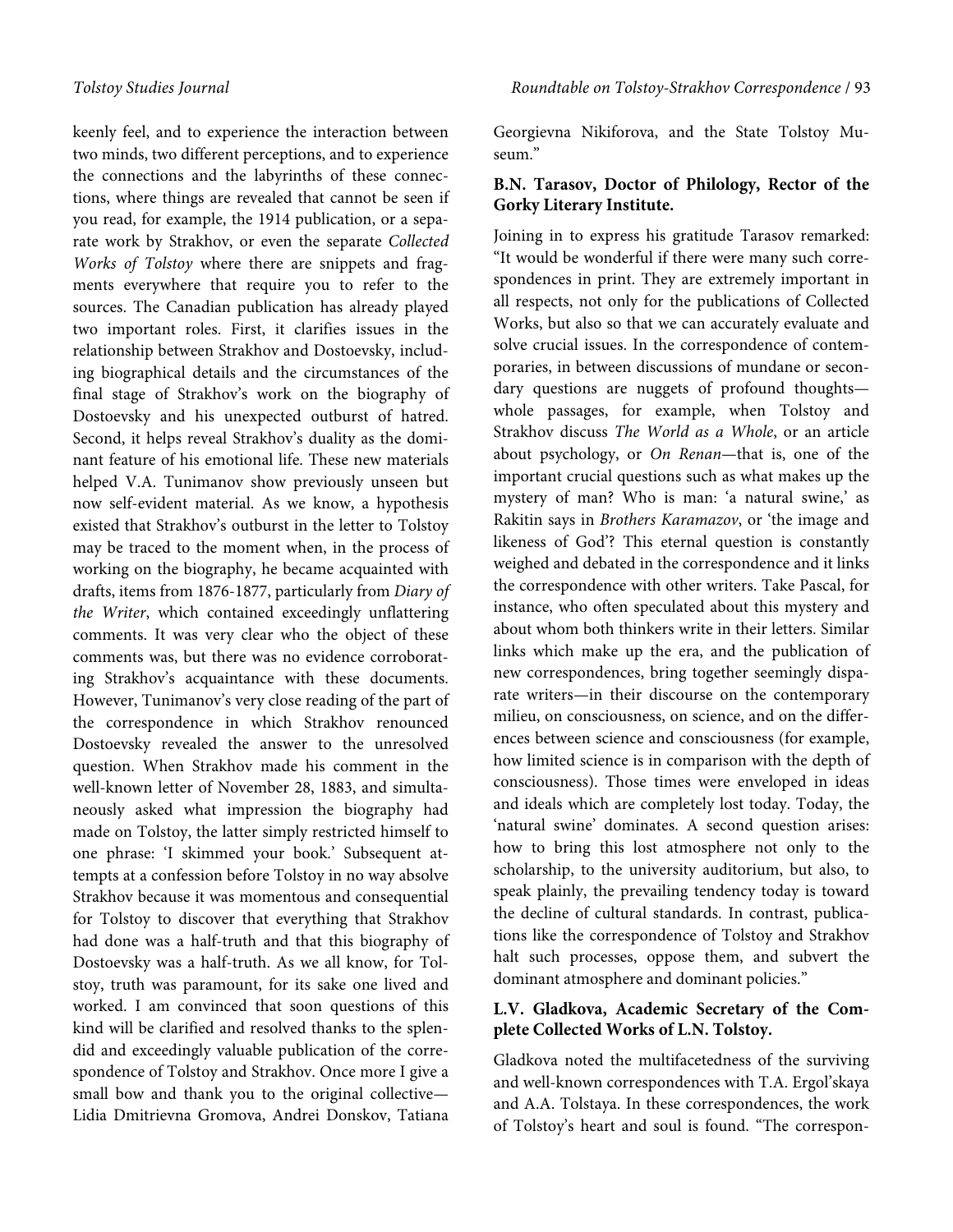keenly feel, and to experience the interaction between two minds, two different perceptions, and to experience the connections and the labyrinths of these connections, where things are revealed that cannot be seen if you read, for example, the 1914 publication, or a separate work by Strakhov, or even the separate *Collected Works of Tolstoy* where there are snippets and fragments everywhere that require you to refer to the sources. The Canadian publication has already played two important roles. First, it clarifies issues in the relationship between Strakhov and Dostoevsky, including biographical details and the circumstances of the final stage of Strakhov's work on the biography of Dostoevsky and his unexpected outburst of hatred. Second, it helps reveal Strakhov's duality as the dominant feature of his emotional life. These new materials helped V.A. Tunimanov show previously unseen but now self-evident material. As we know, a hypothesis existed that Strakhov's outburst in the letter to Tolstoy may be traced to the moment when, in the process of working on the biography, he became acquainted with drafts, items from 1876-1877, particularly from *Diary of the Writer*, which contained exceedingly unflattering comments. It was very clear who the object of these comments was, but there was no evidence corroborating Strakhov's acquaintance with these documents. However, Tunimanov's very close reading of the part of the correspondence in which Strakhov renounced Dostoevsky revealed the answer to the unresolved question. When Strakhov made his comment in the well-known letter of November 28, 1883, and simultaneously asked what impression the biography had made on Tolstoy, the latter simply restricted himself to one phrase: 'I skimmed your book.' Subsequent attempts at a confession before Tolstoy in no way absolve Strakhov because it was momentous and consequential for Tolstoy to discover that everything that Strakhov had done was a half-truth and that this biography of Dostoevsky was a half-truth. As we all know, for Tolstoy, truth was paramount, for its sake one lived and worked. I am convinced that soon questions of this kind will be clarified and resolved thanks to the splendid and exceedingly valuable publication of the correspondence of Tolstoy and Strakhov. Once more I give a small bow and thank you to the original collective—Lidia Dmitrievna Gromova, Andrei Donskov, Tatiana Georgievna Nikiforova, and the State Tolstoy Museum."

**B.N. Tarasov, Doctor of Philology, Rector of the Gorky Literary Institute.**

Joining in to express his gratitude Tarasov remarked: "It would be wonderful if there were many such correspondences in print. They are extremely important in all respects, not only for the publications of Collected Works, but also so that we can accurately evaluate and solve crucial issues. In the correspondence of contemporaries, in between discussions of mundane or secondary questions are nuggets of profound thoughts—whole passages, for example, when Tolstoy and Strakhov discuss *The World as a Whole*, or an article about psychology, or *On Renan*—that is, one of the important crucial questions such as what makes up the mystery of man? Who is man: 'a natural swine,' as Rakitin says in *Brothers Karamazov*, or 'the image and likeness of God'? This eternal question is constantly weighed and debated in the correspondence and it links the correspondence with other writers. Take Pascal, for instance, who often speculated about this mystery and about whom both thinkers write in their letters. Similar links which make up the era, and the publication of new correspondences, bring together seemingly disparate writers—in their discourse on the contemporary milieu, on consciousness, on science, and on the differences between science and consciousness (for example, how limited science is in comparison with the depth of consciousness). Those times were enveloped in ideas and ideals which are completely lost today. Today, the 'natural swine' dominates. A second question arises: how to bring this lost atmosphere not only to the scholarship, to the university auditorium, but also, to speak plainly, the prevailing tendency today is toward the decline of cultural standards. In contrast, publications like the correspondence of Tolstoy and Strakhov halt such processes, oppose them, and subvert the dominant atmosphere and dominant policies."

**L.V. Gladkova, Academic Secretary of the Complete Collected Works of L.N. Tolstoy.**

Gladkova noted the multifacetedness of the surviving and well-known correspondences with T.A. Ergol'skaya and A.A. Tolstaya. In these correspondences, the work of Tolstoy's heart and soul is found. "The correspon-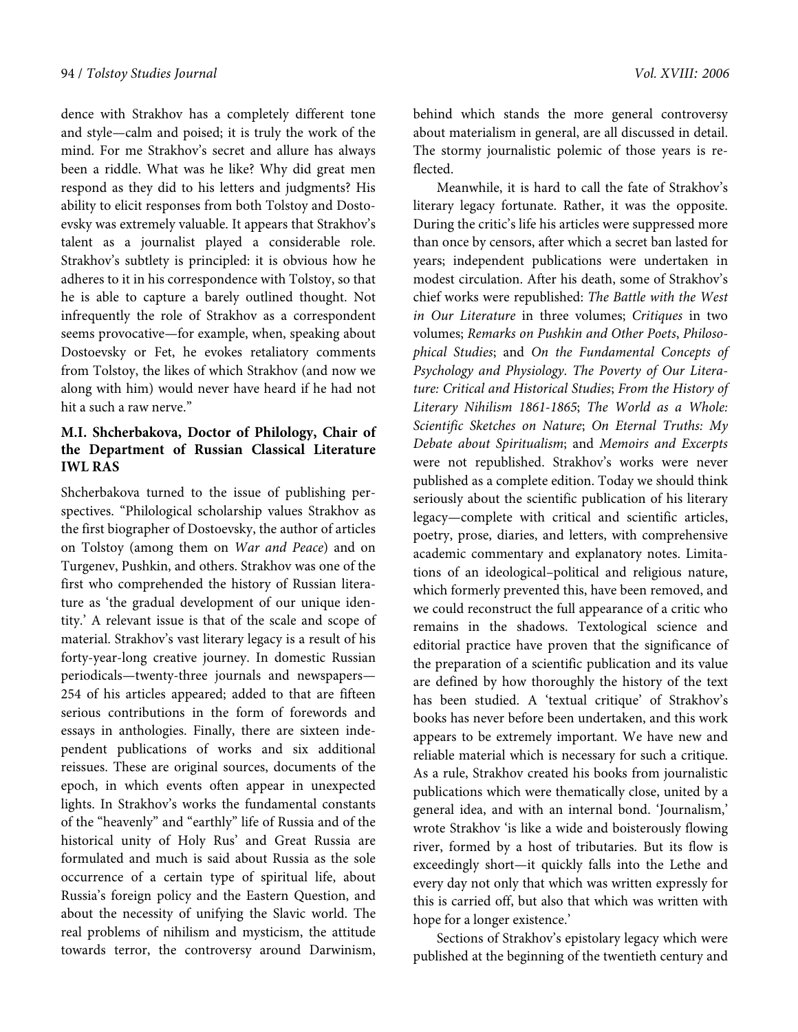dence with Strakhov has a completely different tone and style—calm and poised; it is truly the work of the mind. For me Strakhov's secret and allure has always been a riddle. What was he like? Why did great men respond as they did to his letters and judgments? His ability to elicit responses from both Tolstoy and Dostoevsky was extremely valuable. It appears that Strakhov's talent as a journalist played a considerable role. Strakhov's subtlety is principled: it is obvious how he adheres to it in his correspondence with Tolstoy, so that he is able to capture a barely outlined thought. Not infrequently the role of Strakhov as a correspondent seems provocative—for example, when, speaking about Dostoevsky or Fet, he evokes retaliatory comments from Tolstoy, the likes of which Strakhov (and now we along with him) would never have heard if he had not hit a such a raw nerve."

### M.I. Shcherbakova, Doctor of Philology, Chair of the Department of Russian Classical Literature IWL RAS

Shcherbakova turned to the issue of publishing perspectives. "Philological scholarship values Strakhov as the first biographer of Dostoevsky, the author of articles on Tolstoy (among them on *War and Peace*) and on Turgenev, Pushkin, and others. Strakhov was one of the first who comprehended the history of Russian literature as 'the gradual development of our unique identity.' A relevant issue is that of the scale and scope of material. Strakhov's vast literary legacy is a result of his forty-year-long creative journey. In domestic Russian periodicals—twenty-three journals and newspapers—254 of his articles appeared; added to that are fifteen serious contributions in the form of forewords and essays in anthologies. Finally, there are sixteen independent publications of works and six additional reissues. These are original sources, documents of the epoch, in which events often appear in unexpected lights. In Strakhov's works the fundamental constants of the "heavenly" and "earthly" life of Russia and of the historical unity of Holy Rus' and Great Russia are formulated and much is said about Russia as the sole occurrence of a certain type of spiritual life, about Russia's foreign policy and the Eastern Question, and about the necessity of unifying the Slavic world. The real problems of nihilism and mysticism, the attitude towards terror, the controversy around Darwinism, behind which stands the more general controversy about materialism in general, are all discussed in detail. The stormy journalistic polemic of those years is reflected.

Meanwhile, it is hard to call the fate of Strakhov's literary legacy fortunate. Rather, it was the opposite. During the critic's life his articles were suppressed more than once by censors, after which a secret ban lasted for years; independent publications were undertaken in modest circulation. After his death, some of Strakhov's chief works were republished: *The Battle with the West in Our Literature* in three volumes; *Critiques* in two volumes; *Remarks on Pushkin and Other Poets*, *Philosophical Studies*; and *On the Fundamental Concepts of Psychology and Physiology*. *The Poverty of Our Literature: Critical and Historical Studies*; *From the History of Literary Nihilism 1861-1865*; *The World as a Whole: Scientific Sketches on Nature*; *On Eternal Truths: My Debate about Spiritualism*; and *Memoirs and Excerpts* were not republished. Strakhov's works were never published as a complete edition. Today we should think seriously about the scientific publication of his literary legacy—complete with critical and scientific articles, poetry, prose, diaries, and letters, with comprehensive academic commentary and explanatory notes. Limitations of an ideological–political and religious nature, which formerly prevented this, have been removed, and we could reconstruct the full appearance of a critic who remains in the shadows. Textological science and editorial practice have proven that the significance of the preparation of a scientific publication and its value are defined by how thoroughly the history of the text has been studied. A 'textual critique' of Strakhov's books has never before been undertaken, and this work appears to be extremely important. We have new and reliable material which is necessary for such a critique. As a rule, Strakhov created his books from journalistic publications which were thematically close, united by a general idea, and with an internal bond. 'Journalism,' wrote Strakhov 'is like a wide and boisterously flowing river, formed by a host of tributaries. But its flow is exceedingly short—it quickly falls into the Lethe and every day not only that which was written expressly for this is carried off, but also that which was written with hope for a longer existence.'

Sections of Strakhov's epistolary legacy which were published at the beginning of the twentieth century and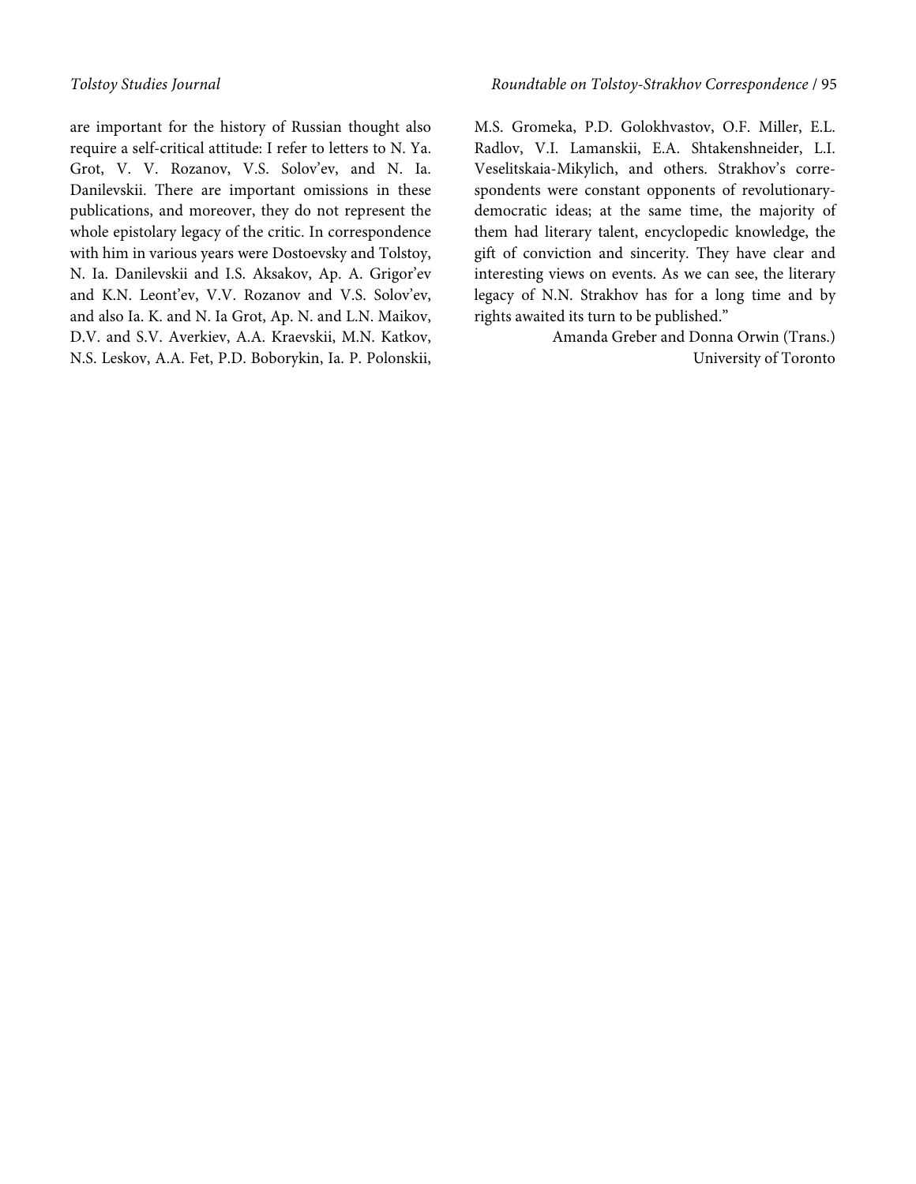are important for the history of Russian thought also require a self-critical attitude: I refer to letters to N. Ya. Grot, V. V. Rozanov, V.S. Solov'ev, and N. Ia. Danilevskii. There are important omissions in these publications, and moreover, they do not represent the whole epistolary legacy of the critic. In correspondence with him in various years were Dostoevsky and Tolstoy, N. Ia. Danilevskii and I.S. Aksakov, Ap. A. Grigor'ev and K.N. Leont'ev, V.V. Rozanov and V.S. Solov'ev, and also Ia. K. and N. Ia Grot, Ap. N. and L.N. Maikov, D.V. and S.V. Averkiev, A.A. Kraevskii, M.N. Katkov, N.S. Leskov, A.A. Fet, P.D. Boborykin, Ia. P. Polonskii, M.S. Gromeka, P.D. Golokhvastov, O.F. Miller, E.L. Radlov, V.I. Lamanskii, E.A. Shtakenshneider, L.I. Veselitskaia-Mikylich, and others. Strakhov's correspondents were constant opponents of revolutionary-democratic ideas; at the same time, the majority of them had literary talent, encyclopedic knowledge, the gift of conviction and sincerity. They have clear and interesting views on events. As we can see, the literary legacy of N.N. Strakhov has for a long time and by rights awaited its turn to be published."

Amanda Greber and Donna Orwin (Trans.)
University of Toronto